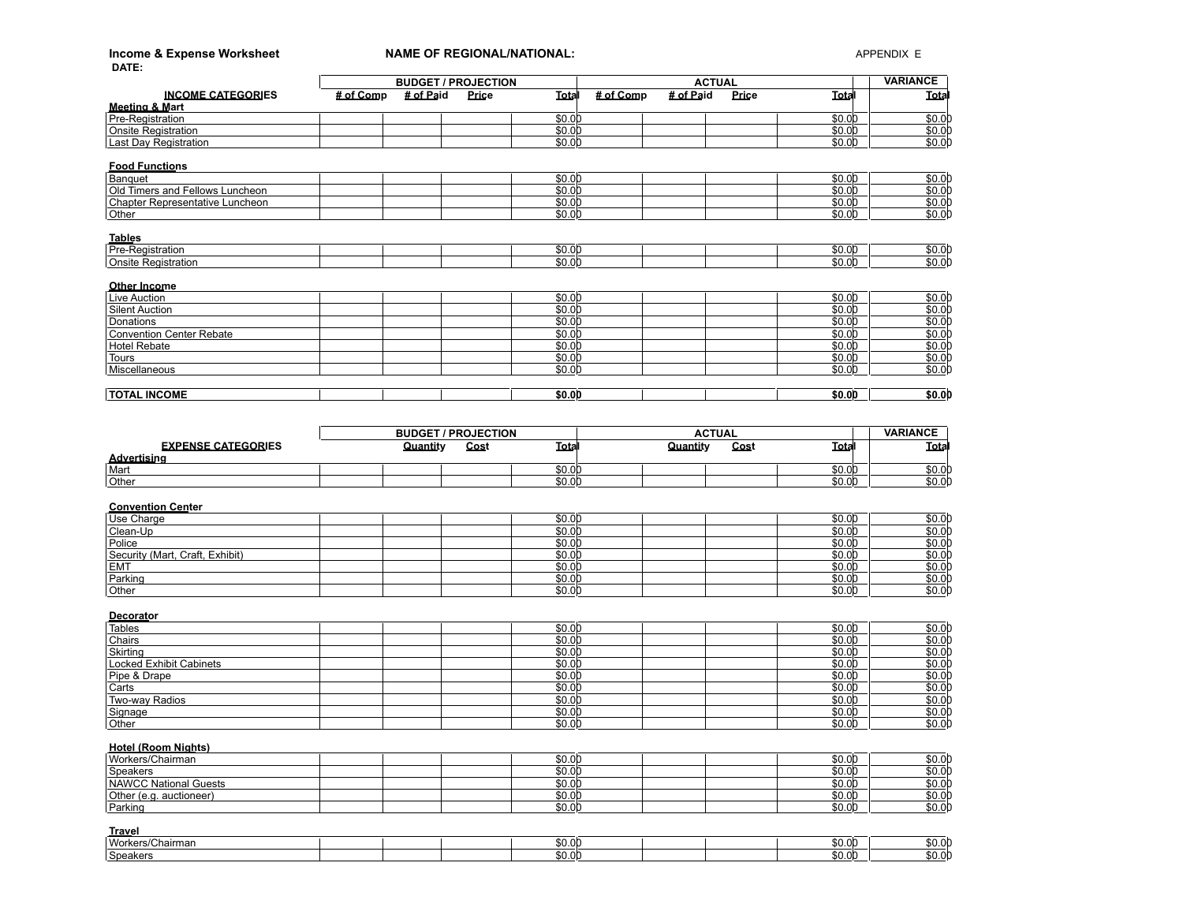**Income & Expense Worksheet** **NAME OF REGIONAL/NATIONAL:** APPENDIX E

**DATE:**

| INCOME CATEGORIES | BUDGET / PROJECTION | | | | ACTUAL | | | | VARIANCE |
|---|---|---|---|---|---|---|---|---|---|
| | # of Comp | # of Paid | Price | Total | # of Comp | # of Paid | Price | Total | Total |
| **Meeting & Mart** | | | | | | | | | |
| Pre-Registration | | | | $0.00 | | | | $0.00 | $0.00 |
| Onsite Registration | | | | $0.00 | | | | $0.00 | $0.00 |
| Last Day Registration | | | | $0.00 | | | | $0.00 | $0.00 |
| **Food Functions** | | | | | | | | | |
| Banquet | | | | $0.00 | | | | $0.00 | $0.00 |
| Old Timers and Fellows Luncheon | | | | $0.00 | | | | $0.00 | $0.00 |
| Chapter Representative Luncheon | | | | $0.00 | | | | $0.00 | $0.00 |
| Other | | | | $0.00 | | | | $0.00 | $0.00 |
| **Tables** | | | | | | | | | |
| Pre-Registration | | | | $0.00 | | | | $0.00 | $0.00 |
| Onsite Registration | | | | $0.00 | | | | $0.00 | $0.00 |
| **Other Income** | | | | | | | | | |
| Live Auction | | | | $0.00 | | | | $0.00 | $0.00 |
| Silent Auction | | | | $0.00 | | | | $0.00 | $0.00 |
| Donations | | | | $0.00 | | | | $0.00 | $0.00 |
| Convention Center Rebate | | | | $0.00 | | | | $0.00 | $0.00 |
| Hotel Rebate | | | | $0.00 | | | | $0.00 | $0.00 |
| Tours | | | | $0.00 | | | | $0.00 | $0.00 |
| Miscellaneous | | | | $0.00 | | | | $0.00 | $0.00 |
| **TOTAL INCOME** | | | | **$0.00** | | | | **$0.00** | **$0.00** |

| EXPENSE CATEGORIES | BUDGET / PROJECTION | | | | ACTUAL | | | | VARIANCE |
|---|---|---|---|---|---|---|---|---|---|
| | | Quantity | Cost | Total | | Quantity | Cost | Total | Total |
| **Advertising** | | | | | | | | | |
| Mart | | | | $0.00 | | | | $0.00 | $0.00 |
| Other | | | | $0.00 | | | | $0.00 | $0.00 |
| **Convention Center** | | | | | | | | | |
| Use Charge | | | | $0.00 | | | | $0.00 | $0.00 |
| Clean-Up | | | | $0.00 | | | | $0.00 | $0.00 |
| Police | | | | $0.00 | | | | $0.00 | $0.00 |
| Security (Mart, Craft, Exhibit) | | | | $0.00 | | | | $0.00 | $0.00 |
| EMT | | | | $0.00 | | | | $0.00 | $0.00 |
| Parking | | | | $0.00 | | | | $0.00 | $0.00 |
| Other | | | | $0.00 | | | | $0.00 | $0.00 |
| **Decorator** | | | | | | | | | |
| Tables | | | | $0.00 | | | | $0.00 | $0.00 |
| Chairs | | | | $0.00 | | | | $0.00 | $0.00 |
| Skirting | | | | $0.00 | | | | $0.00 | $0.00 |
| Locked Exhibit Cabinets | | | | $0.00 | | | | $0.00 | $0.00 |
| Pipe & Drape | | | | $0.00 | | | | $0.00 | $0.00 |
| Carts | | | | $0.00 | | | | $0.00 | $0.00 |
| Two-way Radios | | | | $0.00 | | | | $0.00 | $0.00 |
| Signage | | | | $0.00 | | | | $0.00 | $0.00 |
| Other | | | | $0.00 | | | | $0.00 | $0.00 |
| **Hotel (Room Nights)** | | | | | | | | | |
| Workers/Chairman | | | | $0.00 | | | | $0.00 | $0.00 |
| Speakers | | | | $0.00 | | | | $0.00 | $0.00 |
| NAWCC National Guests | | | | $0.00 | | | | $0.00 | $0.00 |
| Other (e.g. auctioneer) | | | | $0.00 | | | | $0.00 | $0.00 |
| Parking | | | | $0.00 | | | | $0.00 | $0.00 |
| **Travel** | | | | | | | | | |
| Workers/Chairman | | | | $0.00 | | | | $0.00 | $0.00 |
| Speakers | | | | $0.00 | | | | $0.00 | $0.00 |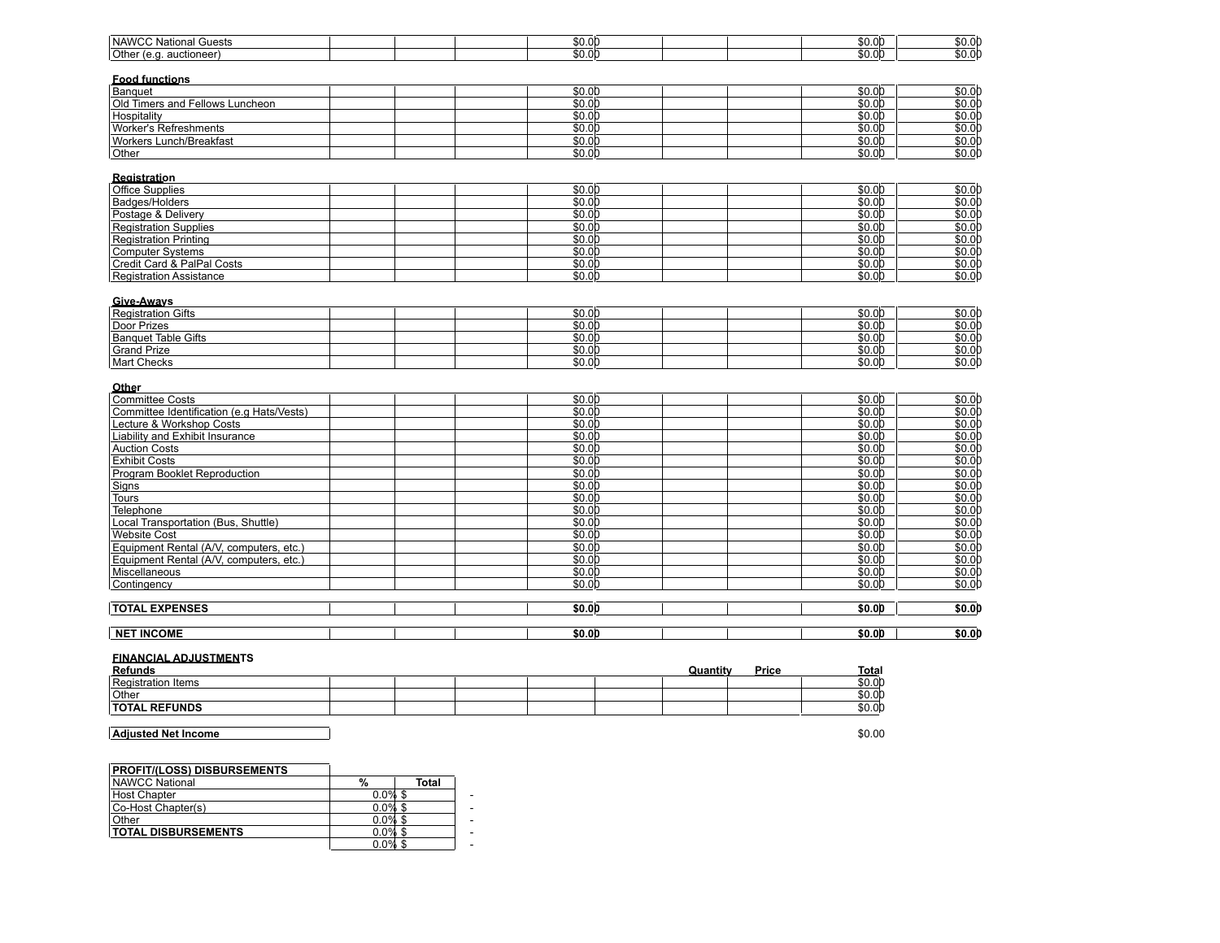| | | | | | | | | |
|---|---|---|---|---|---|---|---|---|
| NAWCC National Guests | | | | $0.00 | | | $0.00 | $0.00 |
| Other (e.g. auctioneer) | | | | $0.00 | | | $0.00 | $0.00 |
| | | | | | | | | |
| **Food functions** | | | | | | | | |
| Banquet | | | | $0.00 | | | $0.00 | $0.00 |
| Old Timers and Fellows Luncheon | | | | $0.00 | | | $0.00 | $0.00 |
| Hospitality | | | | $0.00 | | | $0.00 | $0.00 |
| Worker's Refreshments | | | | $0.00 | | | $0.00 | $0.00 |
| Workers Lunch/Breakfast | | | | $0.00 | | | $0.00 | $0.00 |
| Other | | | | $0.00 | | | $0.00 | $0.00 |
| | | | | | | | | |
| **Registration** | | | | | | | | |
| Office Supplies | | | | $0.00 | | | $0.00 | $0.00 |
| Badges/Holders | | | | $0.00 | | | $0.00 | $0.00 |
| Postage & Delivery | | | | $0.00 | | | $0.00 | $0.00 |
| Registration Supplies | | | | $0.00 | | | $0.00 | $0.00 |
| Registration Printing | | | | $0.00 | | | $0.00 | $0.00 |
| Computer Systems | | | | $0.00 | | | $0.00 | $0.00 |
| Credit Card & PalPal Costs | | | | $0.00 | | | $0.00 | $0.00 |
| Registration Assistance | | | | $0.00 | | | $0.00 | $0.00 |
| | | | | | | | | |
| **Give-Aways** | | | | | | | | |
| Registration Gifts | | | | $0.00 | | | $0.00 | $0.00 |
| Door Prizes | | | | $0.00 | | | $0.00 | $0.00 |
| Banquet Table Gifts | | | | $0.00 | | | $0.00 | $0.00 |
| Grand Prize | | | | $0.00 | | | $0.00 | $0.00 |
| Mart Checks | | | | $0.00 | | | $0.00 | $0.00 |
| | | | | | | | | |
| **Other** | | | | | | | | |
| Committee Costs | | | | $0.00 | | | $0.00 | $0.00 |
| Committee Identification (e.g Hats/Vests) | | | | $0.00 | | | $0.00 | $0.00 |
| Lecture & Workshop Costs | | | | $0.00 | | | $0.00 | $0.00 |
| Liability and Exhibit Insurance | | | | $0.00 | | | $0.00 | $0.00 |
| Auction Costs | | | | $0.00 | | | $0.00 | $0.00 |
| Exhibit Costs | | | | $0.00 | | | $0.00 | $0.00 |
| Program Booklet Reproduction | | | | $0.00 | | | $0.00 | $0.00 |
| Signs | | | | $0.00 | | | $0.00 | $0.00 |
| Tours | | | | $0.00 | | | $0.00 | $0.00 |
| Telephone | | | | $0.00 | | | $0.00 | $0.00 |
| Local Transportation (Bus, Shuttle) | | | | $0.00 | | | $0.00 | $0.00 |
| Website Cost | | | | $0.00 | | | $0.00 | $0.00 |
| Equipment Rental (A/V, computers, etc.) | | | | $0.00 | | | $0.00 | $0.00 |
| Equipment Rental (A/V, computers, etc.) | | | | $0.00 | | | $0.00 | $0.00 |
| Miscellaneous | | | | $0.00 | | | $0.00 | $0.00 |
| Contingency | | | | $0.00 | | | $0.00 | $0.00 |
| | | | | | | | | |
| **TOTAL EXPENSES** | | | | **$0.00** | | | **$0.00** | **$0.00** |
| | | | | | | | | |
| **NET INCOME** | | | | **$0.00** | | | **$0.00** | **$0.00** |

**FINANCIAL ADJUSTMENTS**

| **Refunds** | | | | | | **Quantity** | **Price** | **Total** |
|---|---|---|---|---|---|---|---|---|
| Registration Items | | | | | | | | $0.00 |
| Other | | | | | | | | $0.00 |
| **TOTAL REFUNDS** | | | | | | | | $0.00 |

**Adjusted Net Income** $0.00

| **PROFIT/(LOSS) DISBURSEMENTS** | | | |
|---|---|---|---|
| NAWCC National | **%** | **Total** | |
| Host Chapter | 0.0% | $ | - |
| Co-Host Chapter(s) | 0.0% | $ | - |
| Other | 0.0% | $ | - |
| **TOTAL DISBURSEMENTS** | 0.0% | $ | - |
| | 0.0% | $ | - |